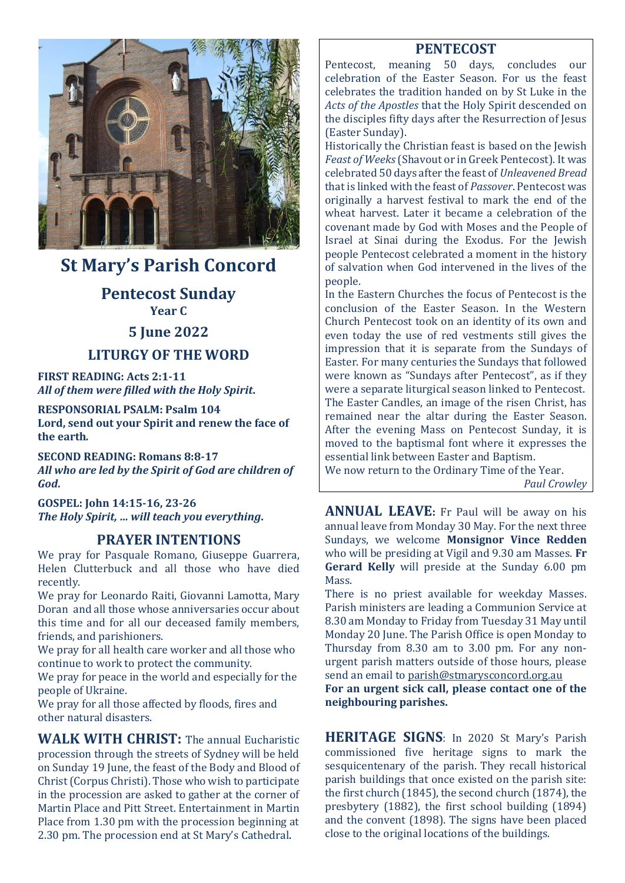# St Mary's Parish Concord

## Pentecost Sunday

**Year C**

## 5 June 2022

## LITURGY OF THE WORD

**FIRST READING: Acts 2:1-11**
***All of them were filled with the Holy Spirit.***

**RESPONSORIAL PSALM: Psalm 104**
**Lord, send out your Spirit and renew the face of the earth.**

**SECOND READING: Romans 8:8-17**
***All who are led by the Spirit of God are children of God.***

**GOSPEL: John 14:15-16, 23-26**
***The Holy Spirit, ... will teach you everything.***

## PRAYER INTENTIONS

We pray for Pasquale Romano, Giuseppe Guarrera, Helen Clutterbuck and all those who have died recently.

We pray for Leonardo Raiti, Giovanni Lamotta, Mary Doran and all those whose anniversaries occur about this time and for all our deceased family members, friends, and parishioners.

We pray for all health care worker and all those who continue to work to protect the community.

We pray for peace in the world and especially for the people of Ukraine.

We pray for all those affected by floods, fires and other natural disasters.

**WALK WITH CHRIST:** The annual Eucharistic procession through the streets of Sydney will be held on Sunday 19 June, the feast of the Body and Blood of Christ (Corpus Christi). Those who wish to participate in the procession are asked to gather at the corner of Martin Place and Pitt Street. Entertainment in Martin Place from 1.30 pm with the procession beginning at 2.30 pm. The procession end at St Mary's Cathedral.

## PENTECOST

Pentecost, meaning 50 days, concludes our celebration of the Easter Season. For us the feast celebrates the tradition handed on by St Luke in the *Acts of the Apostles* that the Holy Spirit descended on the disciples fifty days after the Resurrection of Jesus (Easter Sunday).

Historically the Christian feast is based on the Jewish *Feast of Weeks* (Shavout or in Greek Pentecost). It was celebrated 50 days after the feast of *Unleavened Bread* that is linked with the feast of *Passover*. Pentecost was originally a harvest festival to mark the end of the wheat harvest. Later it became a celebration of the covenant made by God with Moses and the People of Israel at Sinai during the Exodus. For the Jewish people Pentecost celebrated a moment in the history of salvation when God intervened in the lives of the people.

In the Eastern Churches the focus of Pentecost is the conclusion of the Easter Season. In the Western Church Pentecost took on an identity of its own and even today the use of red vestments still gives the impression that it is separate from the Sundays of Easter. For many centuries the Sundays that followed were known as "Sundays after Pentecost", as if they were a separate liturgical season linked to Pentecost.

The Easter Candles, an image of the risen Christ, has remained near the altar during the Easter Season. After the evening Mass on Pentecost Sunday, it is moved to the baptismal font where it expresses the essential link between Easter and Baptism.

We now return to the Ordinary Time of the Year.

*Paul Crowley*

**ANNUAL LEAVE:** Fr Paul will be away on his annual leave from Monday 30 May. For the next three Sundays, we welcome **Monsignor Vince Redden** who will be presiding at Vigil and 9.30 am Masses. **Fr Gerard Kelly** will preside at the Sunday 6.00 pm Mass.

There is no priest available for weekday Masses. Parish ministers are leading a Communion Service at 8.30 am Monday to Friday from Tuesday 31 May until Monday 20 June. The Parish Office is open Monday to Thursday from 8.30 am to 3.00 pm. For any non-urgent parish matters outside of those hours, please send an email to parish@stmarysconcord.org.au

**For an urgent sick call, please contact one of the neighbouring parishes.**

**HERITAGE SIGNS**: In 2020 St Mary's Parish commissioned five heritage signs to mark the sesquicentenary of the parish. They recall historical parish buildings that once existed on the parish site: the first church (1845), the second church (1874), the presbytery (1882), the first school building (1894) and the convent (1898). The signs have been placed close to the original locations of the buildings.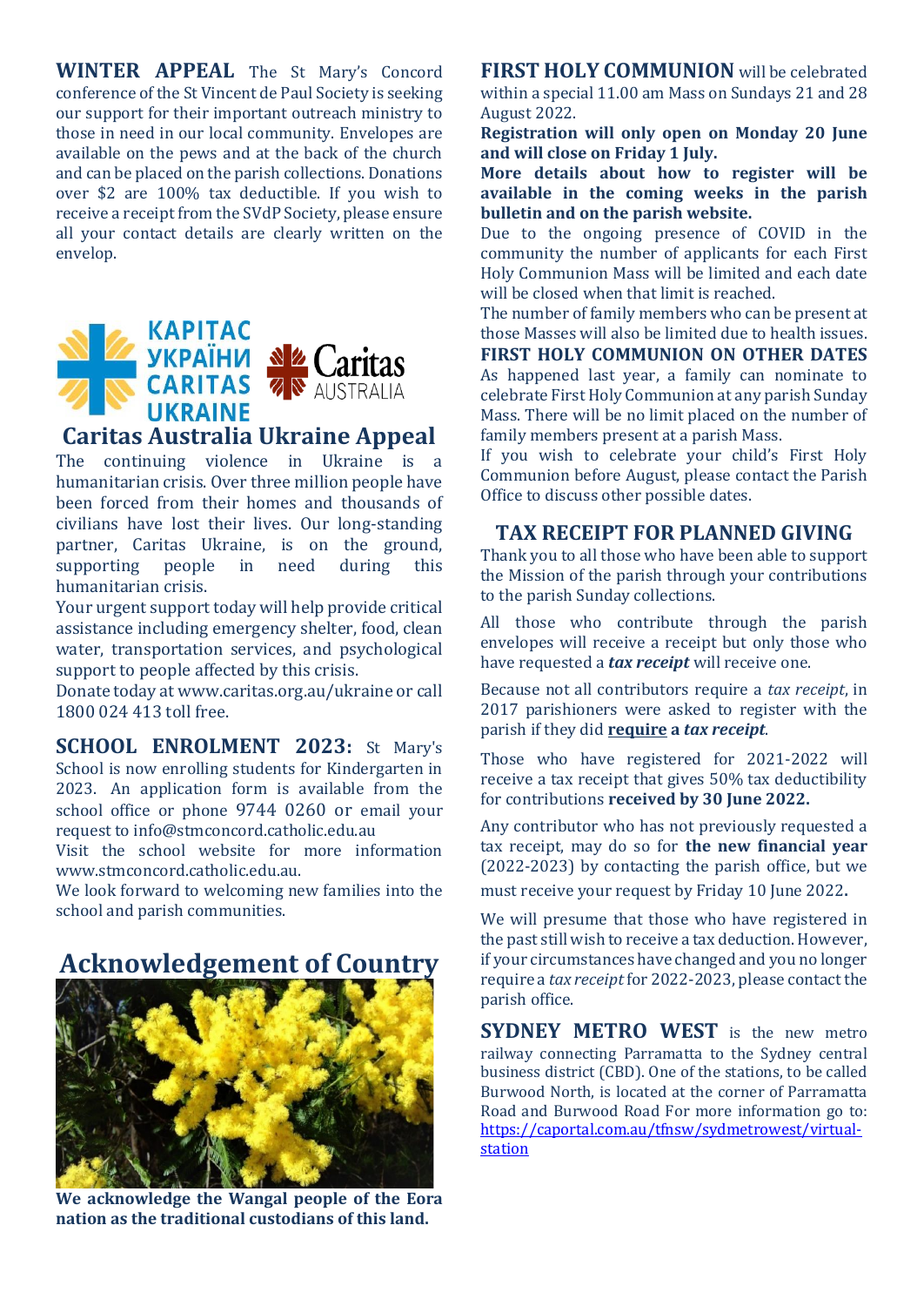**WINTER APPEAL** The St Mary's Concord conference of the St Vincent de Paul Society is seeking our support for their important outreach ministry to those in need in our local community. Envelopes are available on the pews and at the back of the church and can be placed on the parish collections. Donations over $2 are 100% tax deductible. If you wish to receive a receipt from the SVdP Society, please ensure all your contact details are clearly written on the envelop.

КАРІТАС УКРАЇНИ CARITAS UKRAINE Caritas AUSTRALIA

## Caritas Australia Ukraine Appeal

The continuing violence in Ukraine is a humanitarian crisis. Over three million people have been forced from their homes and thousands of civilians have lost their lives. Our long-standing partner, Caritas Ukraine, is on the ground, supporting people in need during this humanitarian crisis.

Your urgent support today will help provide critical assistance including emergency shelter, food, clean water, transportation services, and psychological support to people affected by this crisis.

Donate today at www.caritas.org.au/ukraine or call 1800 024 413 toll free.

**SCHOOL ENROLMENT 2023:** St Mary's School is now enrolling students for Kindergarten in 2023. An application form is available from the school office or phone 9744 0260 or email your request to info@stmconcord.catholic.edu.au

Visit the school website for more information www.stmconcord.catholic.edu.au.

We look forward to welcoming new families into the school and parish communities.

## Acknowledgement of Country

**We acknowledge the Wangal people of the Eora nation as the traditional custodians of this land.**

**FIRST HOLY COMMUNION** will be celebrated within a special 11.00 am Mass on Sundays 21 and 28 August 2022.

**Registration will only open on Monday 20 June and will close on Friday 1 July.**

**More details about how to register will be available in the coming weeks in the parish bulletin and on the parish website.**

Due to the ongoing presence of COVID in the community the number of applicants for each First Holy Communion Mass will be limited and each date will be closed when that limit is reached.

The number of family members who can be present at those Masses will also be limited due to health issues.

**FIRST HOLY COMMUNION ON OTHER DATES**

As happened last year, a family can nominate to celebrate First Holy Communion at any parish Sunday Mass. There will be no limit placed on the number of family members present at a parish Mass.

If you wish to celebrate your child's First Holy Communion before August, please contact the Parish Office to discuss other possible dates.

## TAX RECEIPT FOR PLANNED GIVING

Thank you to all those who have been able to support the Mission of the parish through your contributions to the parish Sunday collections.

All those who contribute through the parish envelopes will receive a receipt but only those who have requested a ***tax receipt*** will receive one.

Because not all contributors require a *tax receipt*, in 2017 parishioners were asked to register with the parish if they did **require** **a** ***tax receipt***.

Those who have registered for 2021-2022 will receive a tax receipt that gives 50% tax deductibility for contributions **received by 30 June 2022.**

Any contributor who has not previously requested a tax receipt, may do so for **the new financial year** (2022-2023) by contacting the parish office, but we must receive your request by Friday 10 June 2022**.**

We will presume that those who have registered in the past still wish to receive a tax deduction. However, if your circumstances have changed and you no longer require a *tax receipt* for 2022-2023, please contact the parish office.

**SYDNEY METRO WEST** is the new metro railway connecting Parramatta to the Sydney central business district (CBD). One of the stations, to be called Burwood North, is located at the corner of Parramatta Road and Burwood Road For more information go to: https://caportal.com.au/tfnsw/sydmetrowest/virtual-station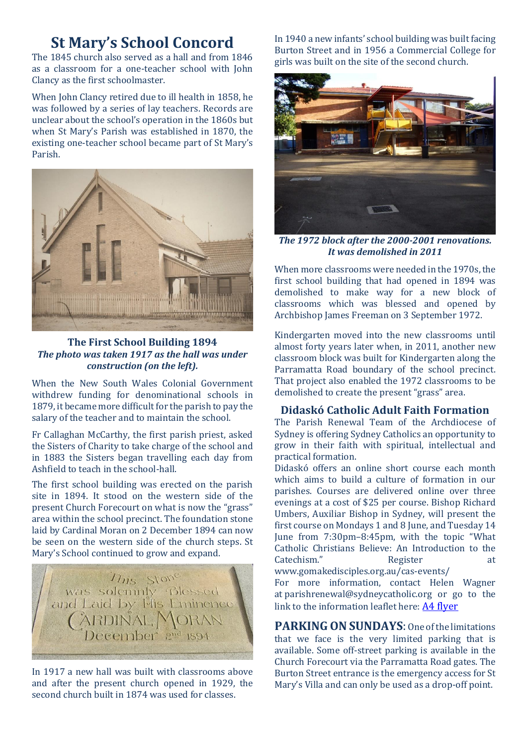# St Mary's School Concord

The 1845 church also served as a hall and from 1846 as a classroom for a one-teacher school with John Clancy as the first schoolmaster.

When John Clancy retired due to ill health in 1858, he was followed by a series of lay teachers. Records are unclear about the school's operation in the 1860s but when St Mary's Parish was established in 1870, the existing one-teacher school became part of St Mary's Parish.

**The First School Building 1894**

***The photo was taken 1917 as the hall was under construction (on the left).***

When the New South Wales Colonial Government withdrew funding for denominational schools in 1879, it became more difficult for the parish to pay the salary of the teacher and to maintain the school.

Fr Callaghan McCarthy, the first parish priest, asked the Sisters of Charity to take charge of the school and in 1883 the Sisters began travelling each day from Ashfield to teach in the school-hall.

The first school building was erected on the parish site in 1894. It stood on the western side of the present Church Forecourt on what is now the "grass" area within the school precinct. The foundation stone laid by Cardinal Moran on 2 December 1894 can now be seen on the western side of the church steps. St Mary's School continued to grow and expand.

In 1917 a new hall was built with classrooms above and after the present church opened in 1929, the second church built in 1874 was used for classes.

In 1940 a new infants' school building was built facing Burton Street and in 1956 a Commercial College for girls was built on the site of the second church.

***The 1972 block after the 2000-2001 renovations. It was demolished in 2011***

When more classrooms were needed in the 1970s, the first school building that had opened in 1894 was demolished to make way for a new block of classrooms which was blessed and opened by Archbishop James Freeman on 3 September 1972.

Kindergarten moved into the new classrooms until almost forty years later when, in 2011, another new classroom block was built for Kindergarten along the Parramatta Road boundary of the school precinct. That project also enabled the 1972 classrooms to be demolished to create the present "grass" area.

## Didaskó Catholic Adult Faith Formation

The Parish Renewal Team of the Archdiocese of Sydney is offering Sydney Catholics an opportunity to grow in their faith with spiritual, intellectual and practical formation.

Didaskó offers an online short course each month which aims to build a culture of formation in our parishes. Courses are delivered online over three evenings at a cost of $25 per course. Bishop Richard Umbers, Auxiliar Bishop in Sydney, will present the first course on Mondays 1 and 8 June, and Tuesday 14 June from 7:30pm–8:45pm, with the topic "What Catholic Christians Believe: An Introduction to the Catechism." Register at www.gomakedisciples.org.au/cas-events/

For more information, contact Helen Wagner at parishrenewal@sydneycatholic.org or go to the link to the information leaflet here: A4 flyer

**PARKING ON SUNDAYS**: One of the limitations that we face is the very limited parking that is available. Some off-street parking is available in the Church Forecourt via the Parramatta Road gates. The Burton Street entrance is the emergency access for St Mary's Villa and can only be used as a drop-off point.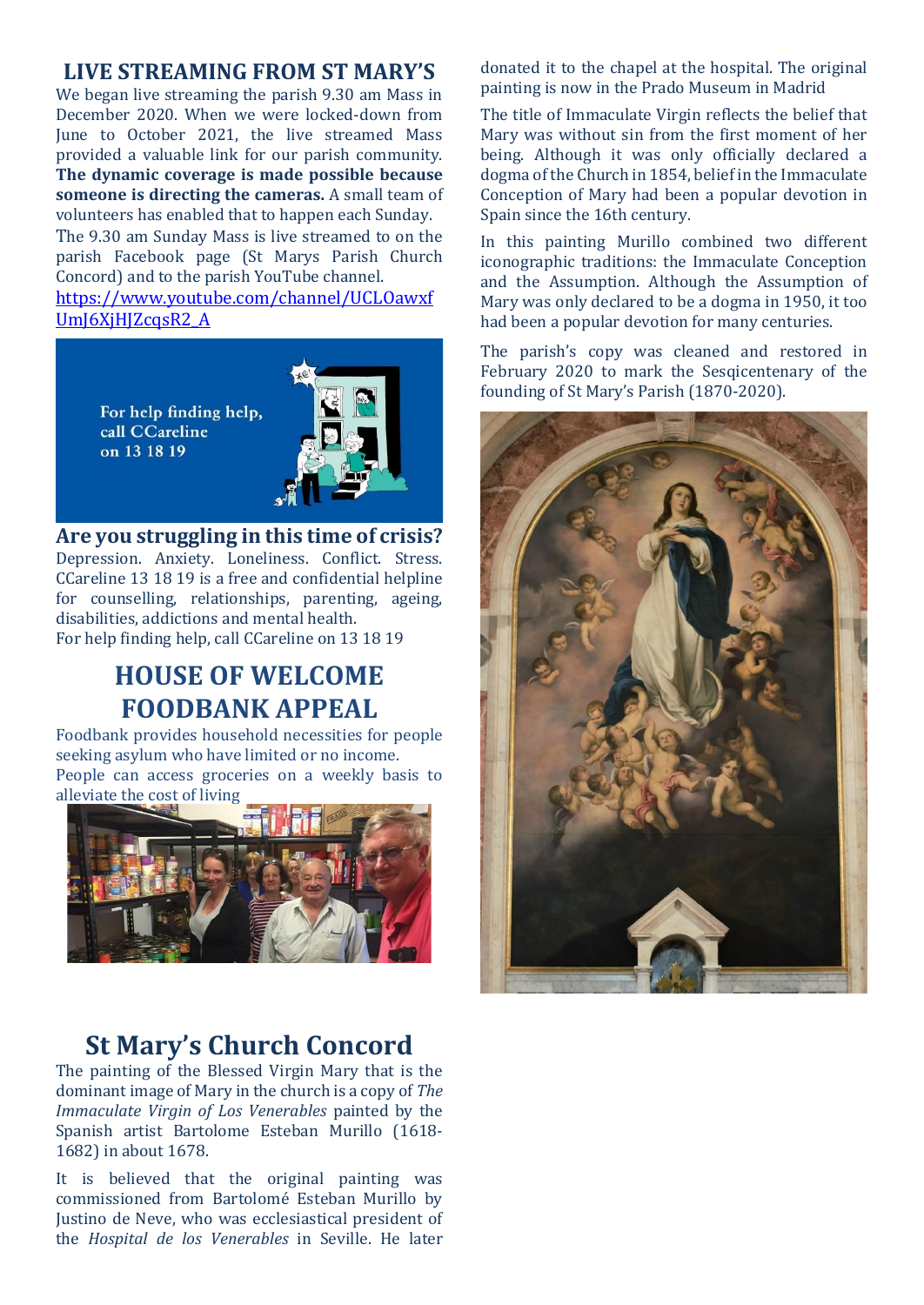## LIVE STREAMING FROM ST MARY'S

We began live streaming the parish 9.30 am Mass in December 2020. When we were locked-down from June to October 2021, the live streamed Mass provided a valuable link for our parish community. **The dynamic coverage is made possible because someone is directing the cameras.** A small team of volunteers has enabled that to happen each Sunday.

The 9.30 am Sunday Mass is live streamed to on the parish Facebook page (St Marys Parish Church Concord) and to the parish YouTube channel.

https://www.youtube.com/channel/UCLOawxfUmJ6XjHJZcqsR2_A

For help finding help, call CCareline on 13 18 19

## Are you struggling in this time of crisis?

Depression. Anxiety. Loneliness. Conflict. Stress. CCareline 13 18 19 is a free and confidential helpline for counselling, relationships, parenting, ageing, disabilities, addictions and mental health.

For help finding help, call CCareline on 13 18 19

## HOUSE OF WELCOME FOODBANK APPEAL

Foodbank provides household necessities for people seeking asylum who have limited or no income.

People can access groceries on a weekly basis to alleviate the cost of living

## St Mary's Church Concord

The painting of the Blessed Virgin Mary that is the dominant image of Mary in the church is a copy of *The Immaculate Virgin of Los Venerables* painted by the Spanish artist Bartolome Esteban Murillo (1618-1682) in about 1678.

It is believed that the original painting was commissioned from Bartolomé Esteban Murillo by Justino de Neve, who was ecclesiastical president of the *Hospital de los Venerables* in Seville. He later donated it to the chapel at the hospital. The original painting is now in the Prado Museum in Madrid

The title of Immaculate Virgin reflects the belief that Mary was without sin from the first moment of her being. Although it was only officially declared a dogma of the Church in 1854, belief in the Immaculate Conception of Mary had been a popular devotion in Spain since the 16th century.

In this painting Murillo combined two different iconographic traditions: the Immaculate Conception and the Assumption. Although the Assumption of Mary was only declared to be a dogma in 1950, it too had been a popular devotion for many centuries.

The parish's copy was cleaned and restored in February 2020 to mark the Sesqicentenary of the founding of St Mary's Parish (1870-2020).